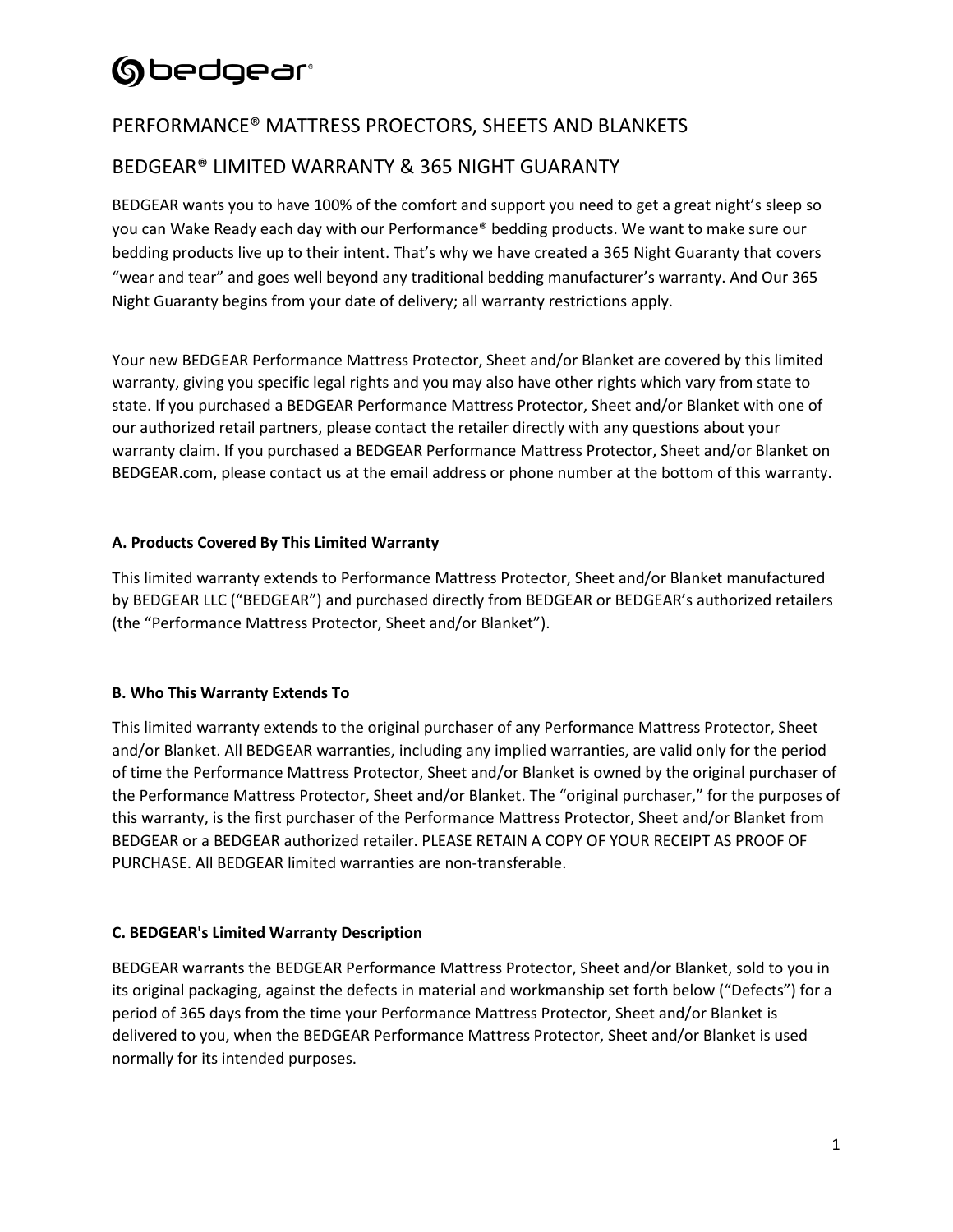bedgear®

# PERFORMANCE® MATTRESS PROECTORS, SHEETS AND BLANKETS

# BEDGEAR® LIMITED WARRANTY & 365 NIGHT GUARANTY

BEDGEAR wants you to have 100% of the comfort and support you need to get a great night's sleep so you can Wake Ready each day with our Performance® bedding products. We want to make sure our bedding products live up to their intent. That's why we have created a 365 Night Guaranty that covers "wear and tear" and goes well beyond any traditional bedding manufacturer's warranty. And Our 365 Night Guaranty begins from your date of delivery; all warranty restrictions apply.

Your new BEDGEAR Performance Mattress Protector, Sheet and/or Blanket are covered by this limited warranty, giving you specific legal rights and you may also have other rights which vary from state to state. If you purchased a BEDGEAR Performance Mattress Protector, Sheet and/or Blanket with one of our authorized retail partners, please contact the retailer directly with any questions about your warranty claim. If you purchased a BEDGEAR Performance Mattress Protector, Sheet and/or Blanket on BEDGEAR.com, please contact us at the email address or phone number at the bottom of this warranty.

**A. Products Covered By This Limited Warranty**

This limited warranty extends to Performance Mattress Protector, Sheet and/or Blanket manufactured by BEDGEAR LLC ("BEDGEAR") and purchased directly from BEDGEAR or BEDGEAR's authorized retailers (the "Performance Mattress Protector, Sheet and/or Blanket").

**B. Who This Warranty Extends To**

This limited warranty extends to the original purchaser of any Performance Mattress Protector, Sheet and/or Blanket. All BEDGEAR warranties, including any implied warranties, are valid only for the period of time the Performance Mattress Protector, Sheet and/or Blanket is owned by the original purchaser of the Performance Mattress Protector, Sheet and/or Blanket. The "original purchaser," for the purposes of this warranty, is the first purchaser of the Performance Mattress Protector, Sheet and/or Blanket from BEDGEAR or a BEDGEAR authorized retailer. PLEASE RETAIN A COPY OF YOUR RECEIPT AS PROOF OF PURCHASE. All BEDGEAR limited warranties are non-transferable.

**C. BEDGEAR's Limited Warranty Description**

BEDGEAR warrants the BEDGEAR Performance Mattress Protector, Sheet and/or Blanket, sold to you in its original packaging, against the defects in material and workmanship set forth below ("Defects") for a period of 365 days from the time your Performance Mattress Protector, Sheet and/or Blanket is delivered to you, when the BEDGEAR Performance Mattress Protector, Sheet and/or Blanket is used normally for its intended purposes.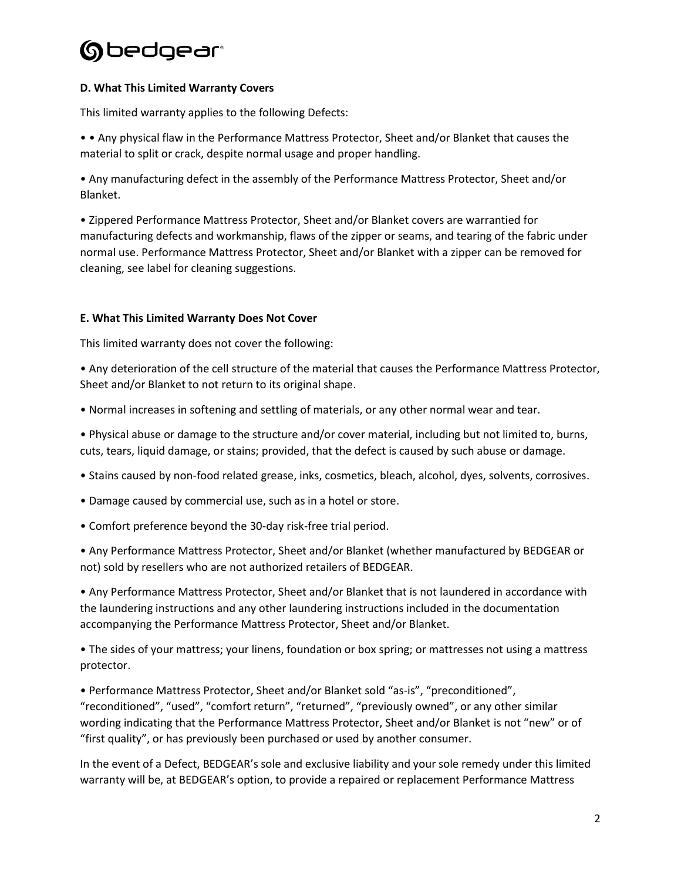### D. What This Limited Warranty Covers

This limited warranty applies to the following Defects:

• • Any physical flaw in the Performance Mattress Protector, Sheet and/or Blanket that causes the material to split or crack, despite normal usage and proper handling.

• Any manufacturing defect in the assembly of the Performance Mattress Protector, Sheet and/or Blanket.

• Zippered Performance Mattress Protector, Sheet and/or Blanket covers are warrantied for manufacturing defects and workmanship, flaws of the zipper or seams, and tearing of the fabric under normal use. Performance Mattress Protector, Sheet and/or Blanket with a zipper can be removed for cleaning, see label for cleaning suggestions.

### E. What This Limited Warranty Does Not Cover

This limited warranty does not cover the following:

• Any deterioration of the cell structure of the material that causes the Performance Mattress Protector, Sheet and/or Blanket to not return to its original shape.

• Normal increases in softening and settling of materials, or any other normal wear and tear.

• Physical abuse or damage to the structure and/or cover material, including but not limited to, burns, cuts, tears, liquid damage, or stains; provided, that the defect is caused by such abuse or damage.

• Stains caused by non-food related grease, inks, cosmetics, bleach, alcohol, dyes, solvents, corrosives.

• Damage caused by commercial use, such as in a hotel or store.

• Comfort preference beyond the 30-day risk-free trial period.

• Any Performance Mattress Protector, Sheet and/or Blanket (whether manufactured by BEDGEAR or not) sold by resellers who are not authorized retailers of BEDGEAR.

• Any Performance Mattress Protector, Sheet and/or Blanket that is not laundered in accordance with the laundering instructions and any other laundering instructions included in the documentation accompanying the Performance Mattress Protector, Sheet and/or Blanket.

• The sides of your mattress; your linens, foundation or box spring; or mattresses not using a mattress protector.

• Performance Mattress Protector, Sheet and/or Blanket sold "as-is", "preconditioned", "reconditioned", "used", "comfort return", "returned", "previously owned", or any other similar wording indicating that the Performance Mattress Protector, Sheet and/or Blanket is not "new" or of "first quality", or has previously been purchased or used by another consumer.

In the event of a Defect, BEDGEAR's sole and exclusive liability and your sole remedy under this limited warranty will be, at BEDGEAR's option, to provide a repaired or replacement Performance Mattress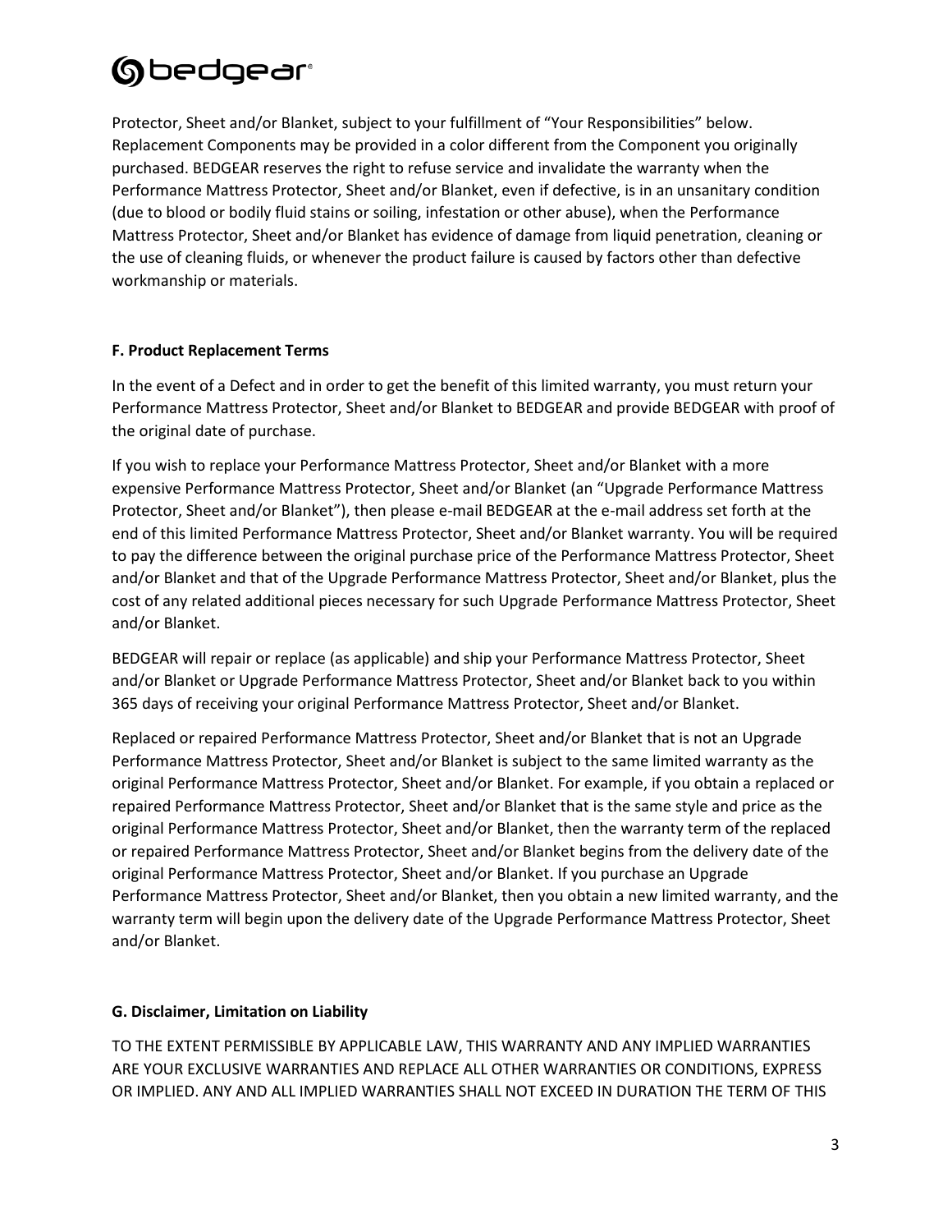Protector, Sheet and/or Blanket, subject to your fulfillment of "Your Responsibilities" below. Replacement Components may be provided in a color different from the Component you originally purchased. BEDGEAR reserves the right to refuse service and invalidate the warranty when the Performance Mattress Protector, Sheet and/or Blanket, even if defective, is in an unsanitary condition (due to blood or bodily fluid stains or soiling, infestation or other abuse), when the Performance Mattress Protector, Sheet and/or Blanket has evidence of damage from liquid penetration, cleaning or the use of cleaning fluids, or whenever the product failure is caused by factors other than defective workmanship or materials.

**F. Product Replacement Terms**

In the event of a Defect and in order to get the benefit of this limited warranty, you must return your Performance Mattress Protector, Sheet and/or Blanket to BEDGEAR and provide BEDGEAR with proof of the original date of purchase.

If you wish to replace your Performance Mattress Protector, Sheet and/or Blanket with a more expensive Performance Mattress Protector, Sheet and/or Blanket (an "Upgrade Performance Mattress Protector, Sheet and/or Blanket"), then please e-mail BEDGEAR at the e-mail address set forth at the end of this limited Performance Mattress Protector, Sheet and/or Blanket warranty. You will be required to pay the difference between the original purchase price of the Performance Mattress Protector, Sheet and/or Blanket and that of the Upgrade Performance Mattress Protector, Sheet and/or Blanket, plus the cost of any related additional pieces necessary for such Upgrade Performance Mattress Protector, Sheet and/or Blanket.

BEDGEAR will repair or replace (as applicable) and ship your Performance Mattress Protector, Sheet and/or Blanket or Upgrade Performance Mattress Protector, Sheet and/or Blanket back to you within 365 days of receiving your original Performance Mattress Protector, Sheet and/or Blanket.

Replaced or repaired Performance Mattress Protector, Sheet and/or Blanket that is not an Upgrade Performance Mattress Protector, Sheet and/or Blanket is subject to the same limited warranty as the original Performance Mattress Protector, Sheet and/or Blanket. For example, if you obtain a replaced or repaired Performance Mattress Protector, Sheet and/or Blanket that is the same style and price as the original Performance Mattress Protector, Sheet and/or Blanket, then the warranty term of the replaced or repaired Performance Mattress Protector, Sheet and/or Blanket begins from the delivery date of the original Performance Mattress Protector, Sheet and/or Blanket. If you purchase an Upgrade Performance Mattress Protector, Sheet and/or Blanket, then you obtain a new limited warranty, and the warranty term will begin upon the delivery date of the Upgrade Performance Mattress Protector, Sheet and/or Blanket.

**G. Disclaimer, Limitation on Liability**

TO THE EXTENT PERMISSIBLE BY APPLICABLE LAW, THIS WARRANTY AND ANY IMPLIED WARRANTIES ARE YOUR EXCLUSIVE WARRANTIES AND REPLACE ALL OTHER WARRANTIES OR CONDITIONS, EXPRESS OR IMPLIED. ANY AND ALL IMPLIED WARRANTIES SHALL NOT EXCEED IN DURATION THE TERM OF THIS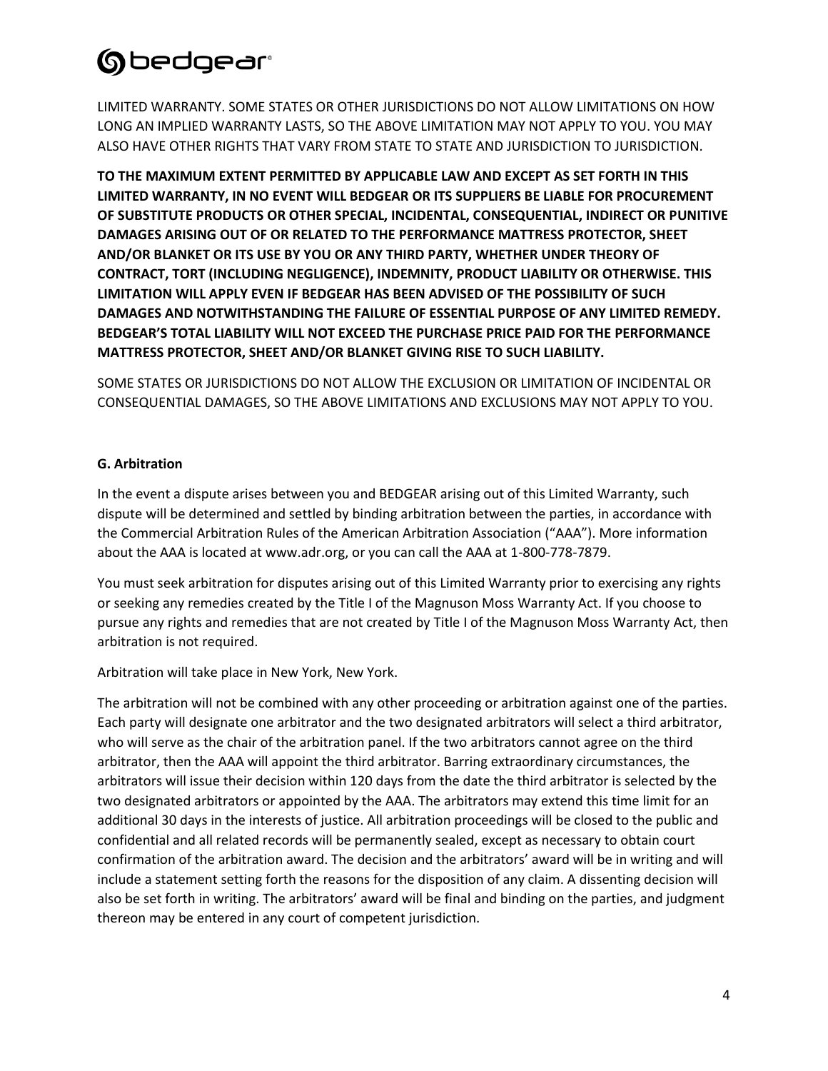LIMITED WARRANTY. SOME STATES OR OTHER JURISDICTIONS DO NOT ALLOW LIMITATIONS ON HOW LONG AN IMPLIED WARRANTY LASTS, SO THE ABOVE LIMITATION MAY NOT APPLY TO YOU. YOU MAY ALSO HAVE OTHER RIGHTS THAT VARY FROM STATE TO STATE AND JURISDICTION TO JURISDICTION.

**TO THE MAXIMUM EXTENT PERMITTED BY APPLICABLE LAW AND EXCEPT AS SET FORTH IN THIS LIMITED WARRANTY, IN NO EVENT WILL BEDGEAR OR ITS SUPPLIERS BE LIABLE FOR PROCUREMENT OF SUBSTITUTE PRODUCTS OR OTHER SPECIAL, INCIDENTAL, CONSEQUENTIAL, INDIRECT OR PUNITIVE DAMAGES ARISING OUT OF OR RELATED TO THE PERFORMANCE MATTRESS PROTECTOR, SHEET AND/OR BLANKET OR ITS USE BY YOU OR ANY THIRD PARTY, WHETHER UNDER THEORY OF CONTRACT, TORT (INCLUDING NEGLIGENCE), INDEMNITY, PRODUCT LIABILITY OR OTHERWISE. THIS LIMITATION WILL APPLY EVEN IF BEDGEAR HAS BEEN ADVISED OF THE POSSIBILITY OF SUCH DAMAGES AND NOTWITHSTANDING THE FAILURE OF ESSENTIAL PURPOSE OF ANY LIMITED REMEDY. BEDGEAR'S TOTAL LIABILITY WILL NOT EXCEED THE PURCHASE PRICE PAID FOR THE PERFORMANCE MATTRESS PROTECTOR, SHEET AND/OR BLANKET GIVING RISE TO SUCH LIABILITY.**

SOME STATES OR JURISDICTIONS DO NOT ALLOW THE EXCLUSION OR LIMITATION OF INCIDENTAL OR CONSEQUENTIAL DAMAGES, SO THE ABOVE LIMITATIONS AND EXCLUSIONS MAY NOT APPLY TO YOU.

**G. Arbitration**

In the event a dispute arises between you and BEDGEAR arising out of this Limited Warranty, such dispute will be determined and settled by binding arbitration between the parties, in accordance with the Commercial Arbitration Rules of the American Arbitration Association ("AAA"). More information about the AAA is located at www.adr.org, or you can call the AAA at 1-800-778-7879.

You must seek arbitration for disputes arising out of this Limited Warranty prior to exercising any rights or seeking any remedies created by the Title I of the Magnuson Moss Warranty Act. If you choose to pursue any rights and remedies that are not created by Title I of the Magnuson Moss Warranty Act, then arbitration is not required.

Arbitration will take place in New York, New York.

The arbitration will not be combined with any other proceeding or arbitration against one of the parties. Each party will designate one arbitrator and the two designated arbitrators will select a third arbitrator, who will serve as the chair of the arbitration panel. If the two arbitrators cannot agree on the third arbitrator, then the AAA will appoint the third arbitrator. Barring extraordinary circumstances, the arbitrators will issue their decision within 120 days from the date the third arbitrator is selected by the two designated arbitrators or appointed by the AAA. The arbitrators may extend this time limit for an additional 30 days in the interests of justice. All arbitration proceedings will be closed to the public and confidential and all related records will be permanently sealed, except as necessary to obtain court confirmation of the arbitration award. The decision and the arbitrators' award will be in writing and will include a statement setting forth the reasons for the disposition of any claim. A dissenting decision will also be set forth in writing. The arbitrators' award will be final and binding on the parties, and judgment thereon may be entered in any court of competent jurisdiction.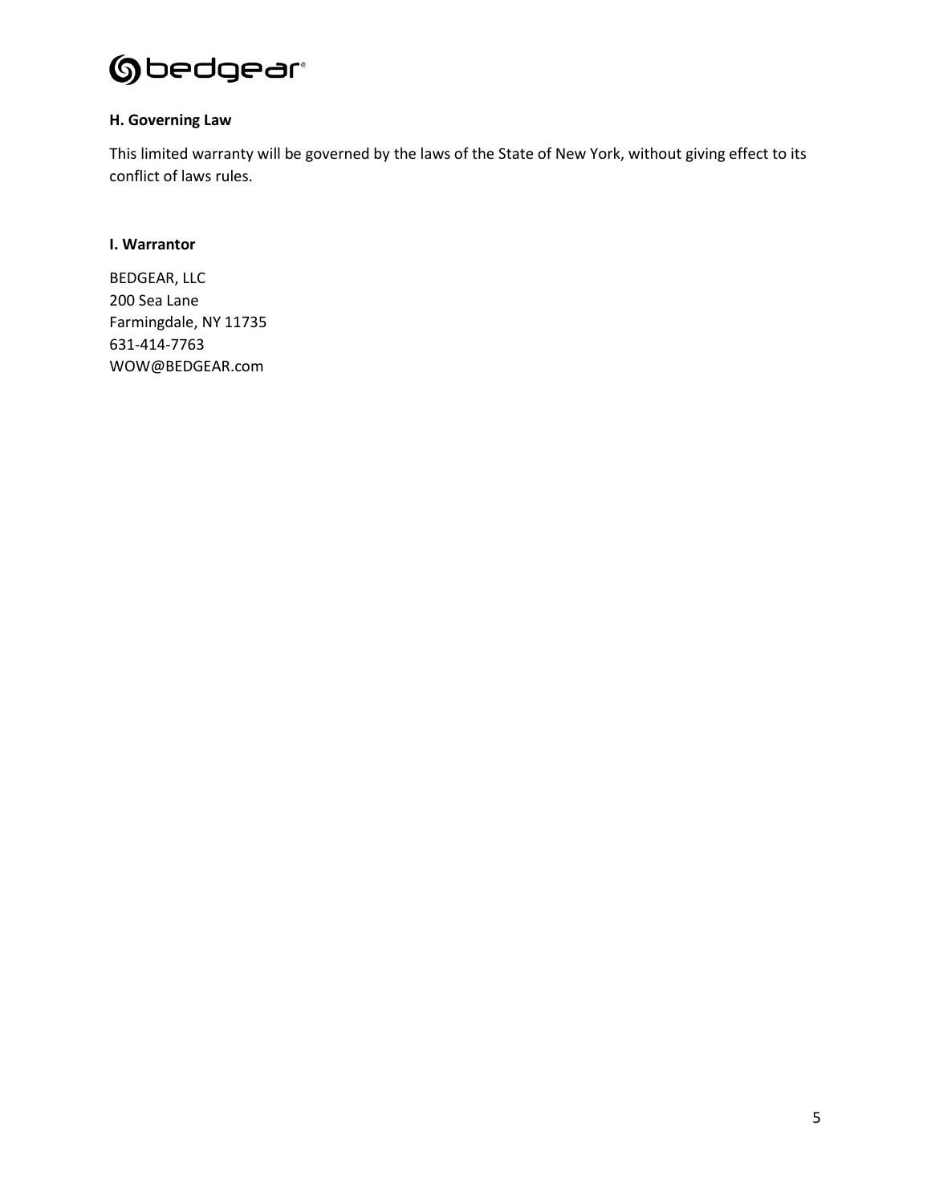**H. Governing Law**

This limited warranty will be governed by the laws of the State of New York, without giving effect to its conflict of laws rules.

**I. Warrantor**

BEDGEAR, LLC
200 Sea Lane
Farmingdale, NY 11735
631-414-7763
WOW@BEDGEAR.com